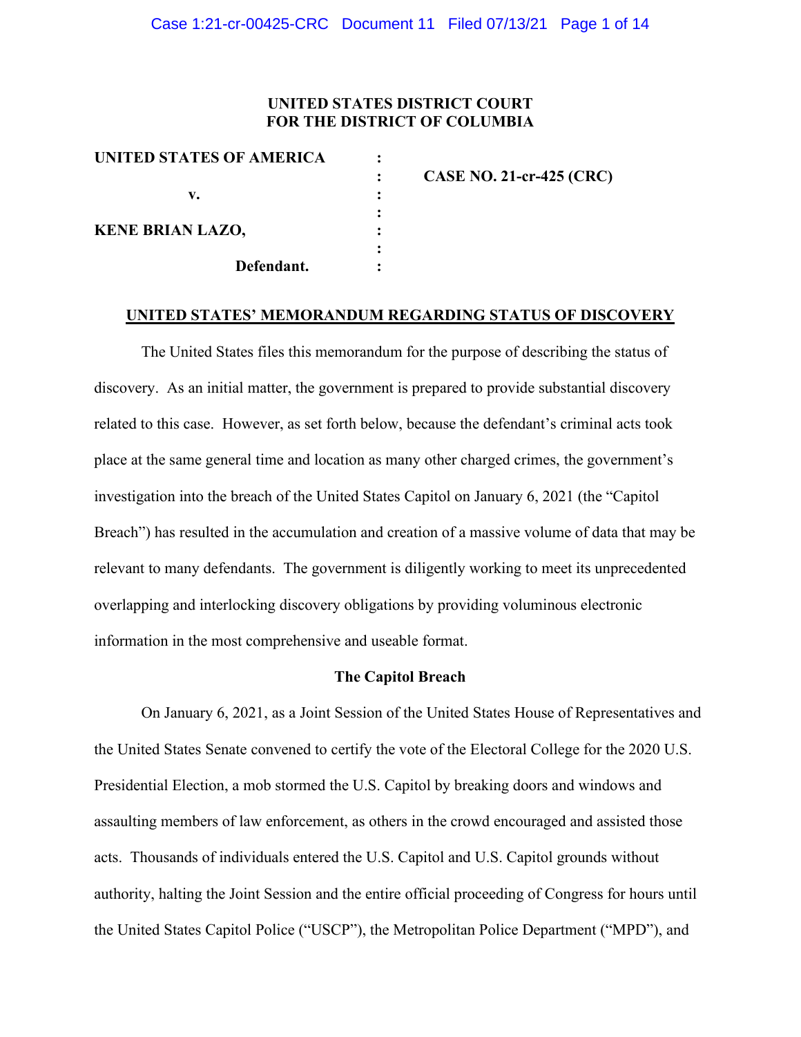**UNITED STATES DISTRICT COURT**
**FOR THE DISTRICT OF COLUMBIA**

| | | |
|---|---|---|
| **UNITED STATES OF AMERICA** | : | |
| | : | **CASE NO. 21-cr-425 (CRC)** |
| **v.** | : | |
| | : | |
| **KENE BRIAN LAZO,** | : | |
| | : | |
| **Defendant.** | : | |

**UNITED STATES' MEMORANDUM REGARDING STATUS OF DISCOVERY**

The United States files this memorandum for the purpose of describing the status of discovery. As an initial matter, the government is prepared to provide substantial discovery related to this case. However, as set forth below, because the defendant's criminal acts took place at the same general time and location as many other charged crimes, the government's investigation into the breach of the United States Capitol on January 6, 2021 (the "Capitol Breach") has resulted in the accumulation and creation of a massive volume of data that may be relevant to many defendants. The government is diligently working to meet its unprecedented overlapping and interlocking discovery obligations by providing voluminous electronic information in the most comprehensive and useable format.

**The Capitol Breach**

On January 6, 2021, as a Joint Session of the United States House of Representatives and the United States Senate convened to certify the vote of the Electoral College for the 2020 U.S. Presidential Election, a mob stormed the U.S. Capitol by breaking doors and windows and assaulting members of law enforcement, as others in the crowd encouraged and assisted those acts. Thousands of individuals entered the U.S. Capitol and U.S. Capitol grounds without authority, halting the Joint Session and the entire official proceeding of Congress for hours until the United States Capitol Police ("USCP"), the Metropolitan Police Department ("MPD"), and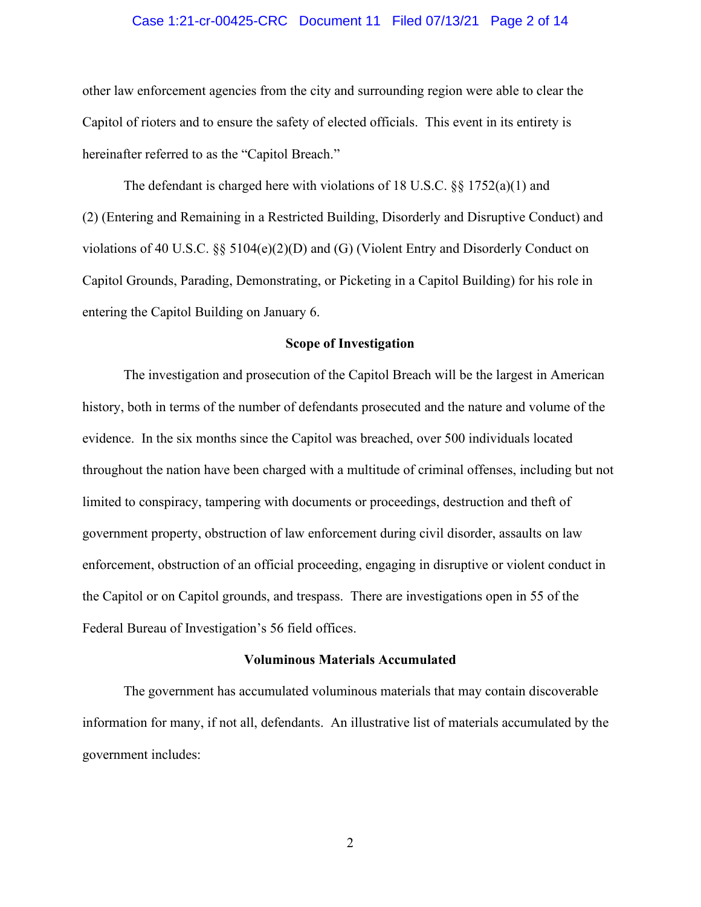other law enforcement agencies from the city and surrounding region were able to clear the Capitol of rioters and to ensure the safety of elected officials. This event in its entirety is hereinafter referred to as the "Capitol Breach."

The defendant is charged here with violations of 18 U.S.C. §§ 1752(a)(1) and (2) (Entering and Remaining in a Restricted Building, Disorderly and Disruptive Conduct) and violations of 40 U.S.C. §§ 5104(e)(2)(D) and (G) (Violent Entry and Disorderly Conduct on Capitol Grounds, Parading, Demonstrating, or Picketing in a Capitol Building) for his role in entering the Capitol Building on January 6.

**Scope of Investigation**

The investigation and prosecution of the Capitol Breach will be the largest in American history, both in terms of the number of defendants prosecuted and the nature and volume of the evidence. In the six months since the Capitol was breached, over 500 individuals located throughout the nation have been charged with a multitude of criminal offenses, including but not limited to conspiracy, tampering with documents or proceedings, destruction and theft of government property, obstruction of law enforcement during civil disorder, assaults on law enforcement, obstruction of an official proceeding, engaging in disruptive or violent conduct in the Capitol or on Capitol grounds, and trespass. There are investigations open in 55 of the Federal Bureau of Investigation's 56 field offices.

**Voluminous Materials Accumulated**

The government has accumulated voluminous materials that may contain discoverable information for many, if not all, defendants. An illustrative list of materials accumulated by the government includes: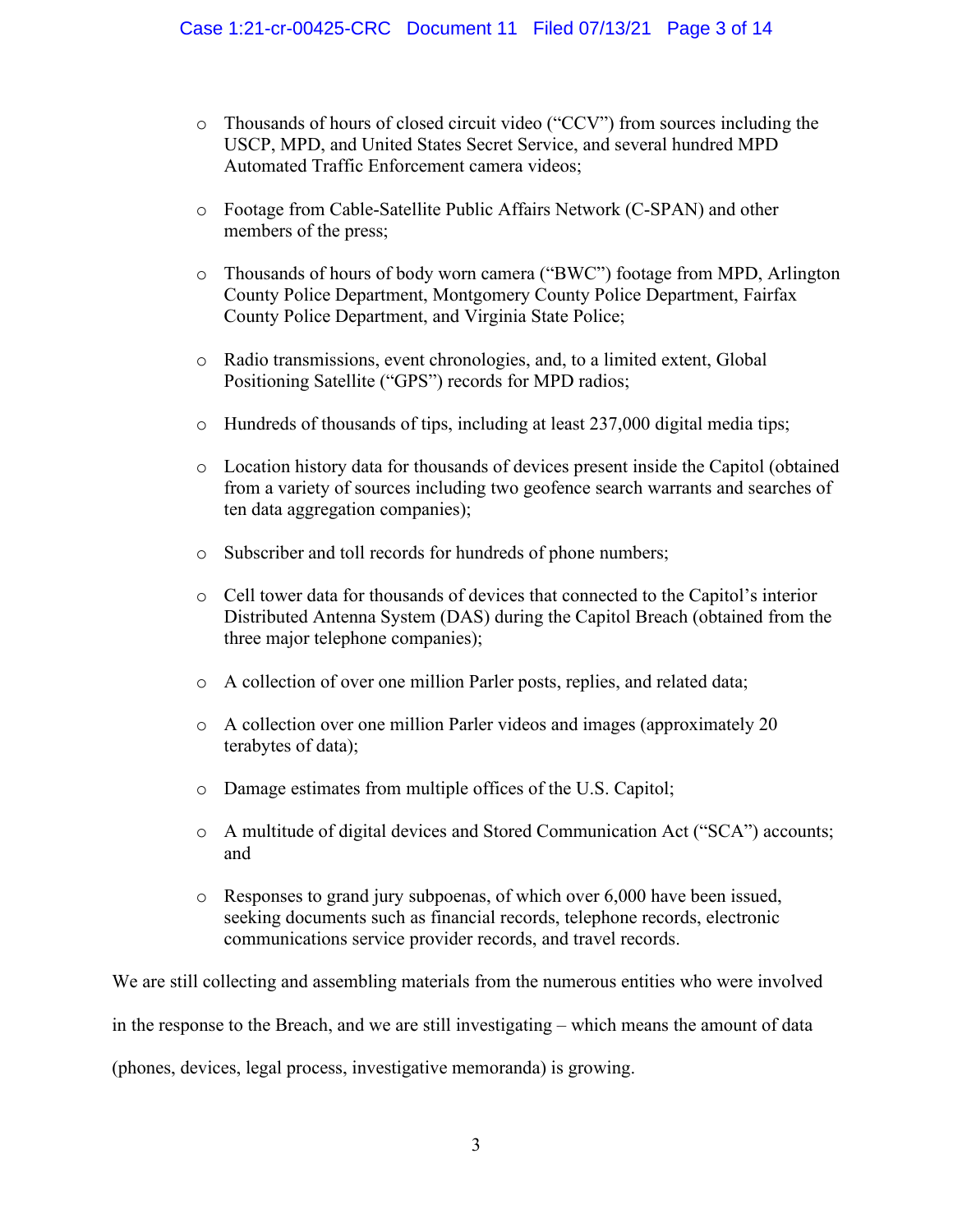- Thousands of hours of closed circuit video ("CCV") from sources including the USCP, MPD, and United States Secret Service, and several hundred MPD Automated Traffic Enforcement camera videos;

- Footage from Cable-Satellite Public Affairs Network (C-SPAN) and other members of the press;

- Thousands of hours of body worn camera ("BWC") footage from MPD, Arlington County Police Department, Montgomery County Police Department, Fairfax County Police Department, and Virginia State Police;

- Radio transmissions, event chronologies, and, to a limited extent, Global Positioning Satellite ("GPS") records for MPD radios;

- Hundreds of thousands of tips, including at least 237,000 digital media tips;

- Location history data for thousands of devices present inside the Capitol (obtained from a variety of sources including two geofence search warrants and searches of ten data aggregation companies);

- Subscriber and toll records for hundreds of phone numbers;

- Cell tower data for thousands of devices that connected to the Capitol's interior Distributed Antenna System (DAS) during the Capitol Breach (obtained from the three major telephone companies);

- A collection of over one million Parler posts, replies, and related data;

- A collection over one million Parler videos and images (approximately 20 terabytes of data);

- Damage estimates from multiple offices of the U.S. Capitol;

- A multitude of digital devices and Stored Communication Act ("SCA") accounts; and

- Responses to grand jury subpoenas, of which over 6,000 have been issued, seeking documents such as financial records, telephone records, electronic communications service provider records, and travel records.

We are still collecting and assembling materials from the numerous entities who were involved in the response to the Breach, and we are still investigating – which means the amount of data (phones, devices, legal process, investigative memoranda) is growing.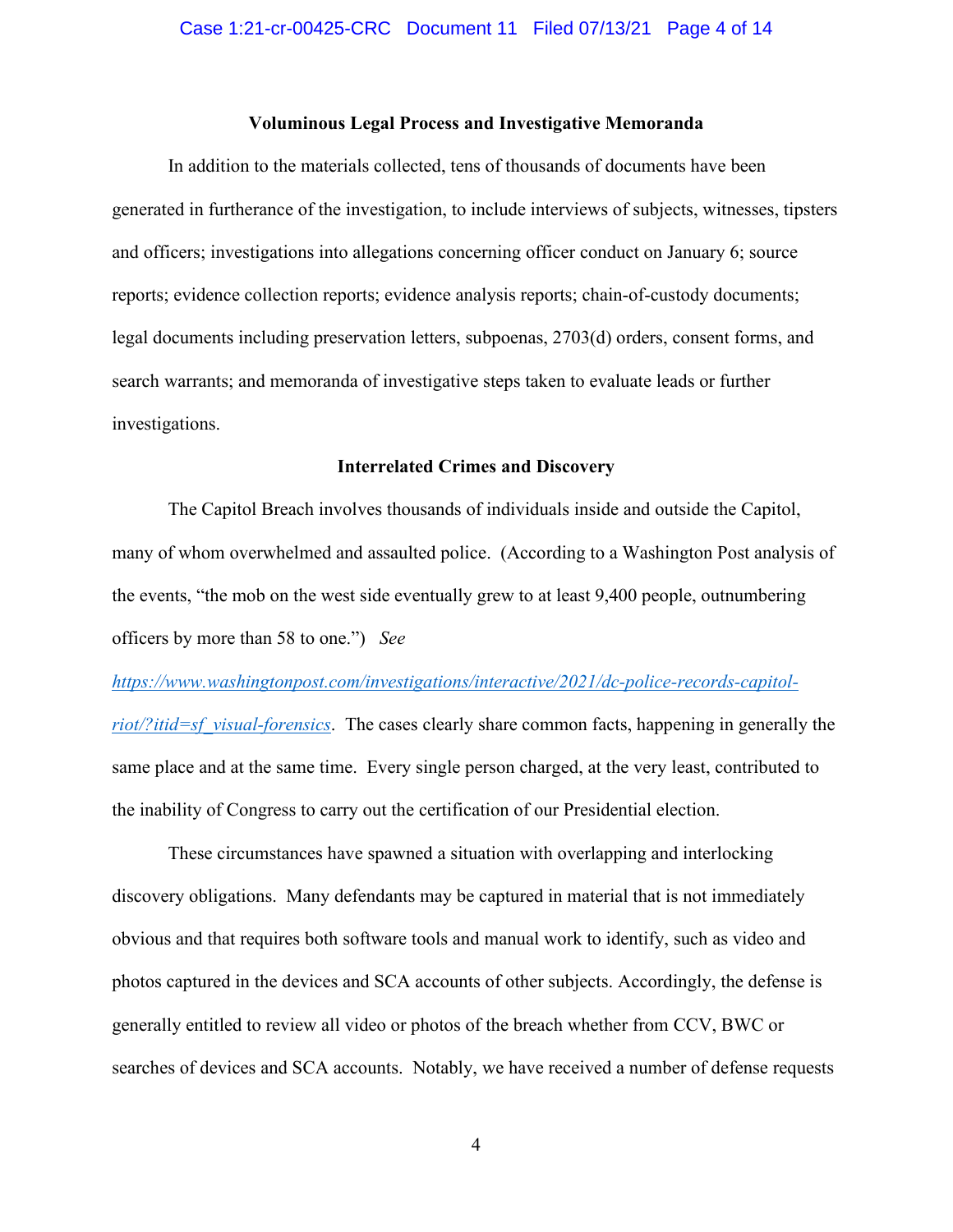**Voluminous Legal Process and Investigative Memoranda**

In addition to the materials collected, tens of thousands of documents have been generated in furtherance of the investigation, to include interviews of subjects, witnesses, tipsters and officers; investigations into allegations concerning officer conduct on January 6; source reports; evidence collection reports; evidence analysis reports; chain-of-custody documents; legal documents including preservation letters, subpoenas, 2703(d) orders, consent forms, and search warrants; and memoranda of investigative steps taken to evaluate leads or further investigations.

**Interrelated Crimes and Discovery**

The Capitol Breach involves thousands of individuals inside and outside the Capitol, many of whom overwhelmed and assaulted police. (According to a Washington Post analysis of the events, "the mob on the west side eventually grew to at least 9,400 people, outnumbering officers by more than 58 to one.") *See* https://www.washingtonpost.com/investigations/interactive/2021/dc-police-records-capitol-riot/?itid=sf_visual-forensics. The cases clearly share common facts, happening in generally the same place and at the same time. Every single person charged, at the very least, contributed to the inability of Congress to carry out the certification of our Presidential election.

These circumstances have spawned a situation with overlapping and interlocking discovery obligations. Many defendants may be captured in material that is not immediately obvious and that requires both software tools and manual work to identify, such as video and photos captured in the devices and SCA accounts of other subjects. Accordingly, the defense is generally entitled to review all video or photos of the breach whether from CCV, BWC or searches of devices and SCA accounts. Notably, we have received a number of defense requests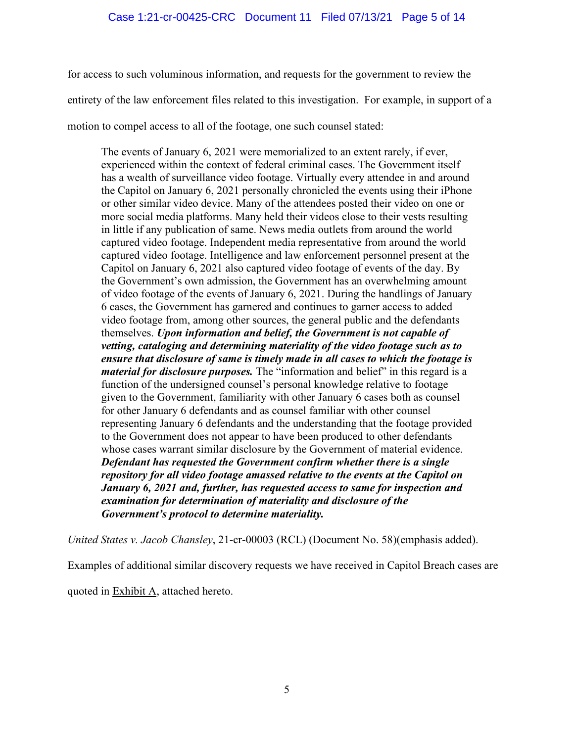for access to such voluminous information, and requests for the government to review the entirety of the law enforcement files related to this investigation. For example, in support of a motion to compel access to all of the footage, one such counsel stated:

> The events of January 6, 2021 were memorialized to an extent rarely, if ever, experienced within the context of federal criminal cases. The Government itself has a wealth of surveillance video footage. Virtually every attendee in and around the Capitol on January 6, 2021 personally chronicled the events using their iPhone or other similar video device. Many of the attendees posted their video on one or more social media platforms. Many held their videos close to their vests resulting in little if any publication of same. News media outlets from around the world captured video footage. Independent media representative from around the world captured video footage. Intelligence and law enforcement personnel present at the Capitol on January 6, 2021 also captured video footage of events of the day. By the Government's own admission, the Government has an overwhelming amount of video footage of the events of January 6, 2021. During the handlings of January 6 cases, the Government has garnered and continues to garner access to added video footage from, among other sources, the general public and the defendants themselves. ***Upon information and belief, the Government is not capable of vetting, cataloging and determining materiality of the video footage such as to ensure that disclosure of same is timely made in all cases to which the footage is material for disclosure purposes.*** The "information and belief" in this regard is a function of the undersigned counsel's personal knowledge relative to footage given to the Government, familiarity with other January 6 cases both as counsel for other January 6 defendants and as counsel familiar with other counsel representing January 6 defendants and the understanding that the footage provided to the Government does not appear to have been produced to other defendants whose cases warrant similar disclosure by the Government of material evidence. ***Defendant has requested the Government confirm whether there is a single repository for all video footage amassed relative to the events at the Capitol on January 6, 2021 and, further, has requested access to same for inspection and examination for determination of materiality and disclosure of the Government's protocol to determine materiality.***

*United States v. Jacob Chansley*, 21-cr-00003 (RCL) (Document No. 58)(emphasis added).

Examples of additional similar discovery requests we have received in Capitol Breach cases are quoted in Exhibit A, attached hereto.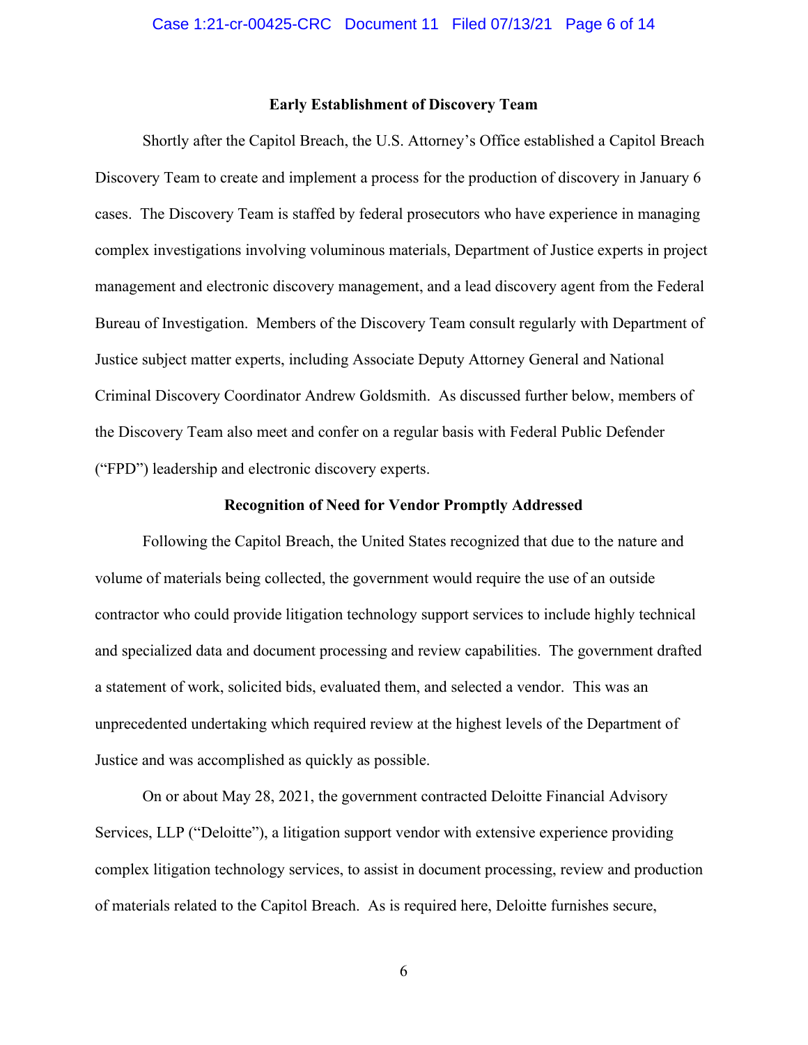## Early Establishment of Discovery Team

Shortly after the Capitol Breach, the U.S. Attorney's Office established a Capitol Breach Discovery Team to create and implement a process for the production of discovery in January 6 cases. The Discovery Team is staffed by federal prosecutors who have experience in managing complex investigations involving voluminous materials, Department of Justice experts in project management and electronic discovery management, and a lead discovery agent from the Federal Bureau of Investigation. Members of the Discovery Team consult regularly with Department of Justice subject matter experts, including Associate Deputy Attorney General and National Criminal Discovery Coordinator Andrew Goldsmith. As discussed further below, members of the Discovery Team also meet and confer on a regular basis with Federal Public Defender ("FPD") leadership and electronic discovery experts.

## Recognition of Need for Vendor Promptly Addressed

Following the Capitol Breach, the United States recognized that due to the nature and volume of materials being collected, the government would require the use of an outside contractor who could provide litigation technology support services to include highly technical and specialized data and document processing and review capabilities. The government drafted a statement of work, solicited bids, evaluated them, and selected a vendor. This was an unprecedented undertaking which required review at the highest levels of the Department of Justice and was accomplished as quickly as possible.

On or about May 28, 2021, the government contracted Deloitte Financial Advisory Services, LLP ("Deloitte"), a litigation support vendor with extensive experience providing complex litigation technology services, to assist in document processing, review and production of materials related to the Capitol Breach. As is required here, Deloitte furnishes secure,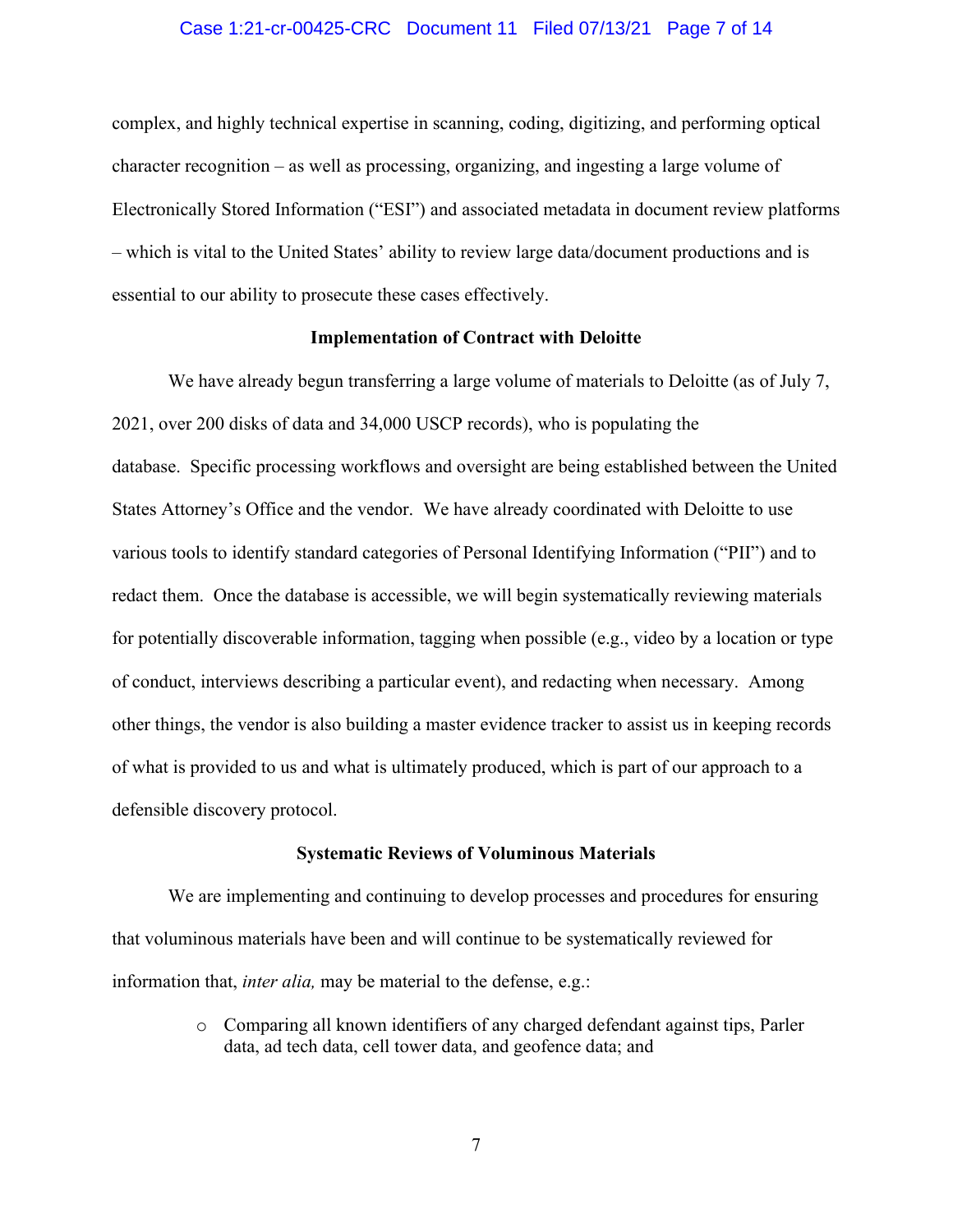complex, and highly technical expertise in scanning, coding, digitizing, and performing optical character recognition – as well as processing, organizing, and ingesting a large volume of Electronically Stored Information ("ESI") and associated metadata in document review platforms – which is vital to the United States' ability to review large data/document productions and is essential to our ability to prosecute these cases effectively.

**Implementation of Contract with Deloitte**

We have already begun transferring a large volume of materials to Deloitte (as of July 7, 2021, over 200 disks of data and 34,000 USCP records), who is populating the database. Specific processing workflows and oversight are being established between the United States Attorney's Office and the vendor. We have already coordinated with Deloitte to use various tools to identify standard categories of Personal Identifying Information ("PII") and to redact them. Once the database is accessible, we will begin systematically reviewing materials for potentially discoverable information, tagging when possible (e.g., video by a location or type of conduct, interviews describing a particular event), and redacting when necessary. Among other things, the vendor is also building a master evidence tracker to assist us in keeping records of what is provided to us and what is ultimately produced, which is part of our approach to a defensible discovery protocol.

**Systematic Reviews of Voluminous Materials**

We are implementing and continuing to develop processes and procedures for ensuring that voluminous materials have been and will continue to be systematically reviewed for information that, *inter alia,* may be material to the defense, e.g.:

- Comparing all known identifiers of any charged defendant against tips, Parler data, ad tech data, cell tower data, and geofence data; and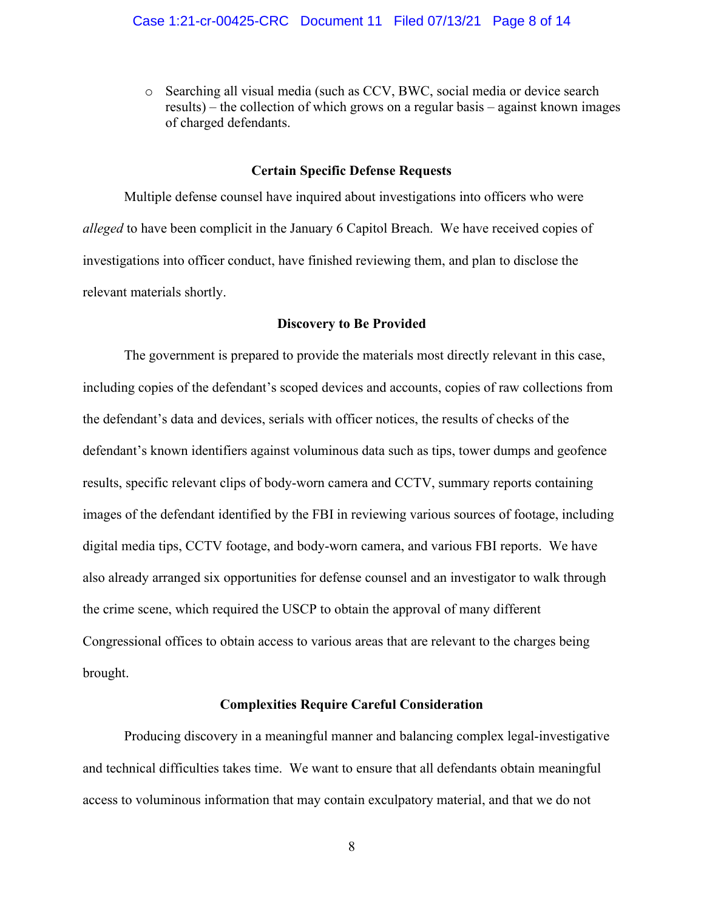- Searching all visual media (such as CCV, BWC, social media or device search results) – the collection of which grows on a regular basis – against known images of charged defendants.

**Certain Specific Defense Requests**

Multiple defense counsel have inquired about investigations into officers who were *alleged* to have been complicit in the January 6 Capitol Breach. We have received copies of investigations into officer conduct, have finished reviewing them, and plan to disclose the relevant materials shortly.

**Discovery to Be Provided**

The government is prepared to provide the materials most directly relevant in this case, including copies of the defendant's scoped devices and accounts, copies of raw collections from the defendant's data and devices, serials with officer notices, the results of checks of the defendant's known identifiers against voluminous data such as tips, tower dumps and geofence results, specific relevant clips of body-worn camera and CCTV, summary reports containing images of the defendant identified by the FBI in reviewing various sources of footage, including digital media tips, CCTV footage, and body-worn camera, and various FBI reports. We have also already arranged six opportunities for defense counsel and an investigator to walk through the crime scene, which required the USCP to obtain the approval of many different Congressional offices to obtain access to various areas that are relevant to the charges being brought.

**Complexities Require Careful Consideration**

Producing discovery in a meaningful manner and balancing complex legal-investigative and technical difficulties takes time. We want to ensure that all defendants obtain meaningful access to voluminous information that may contain exculpatory material, and that we do not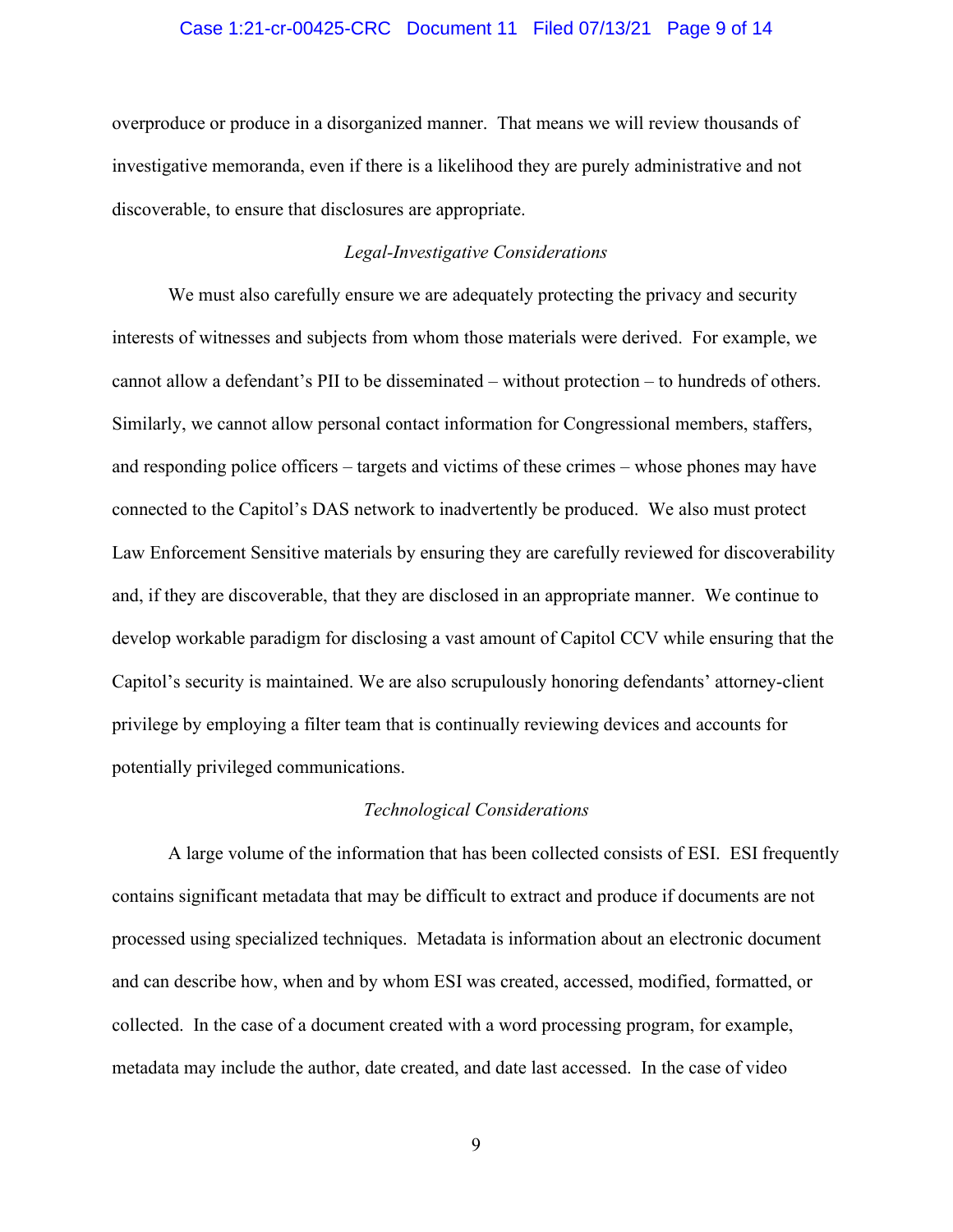overproduce or produce in a disorganized manner. That means we will review thousands of investigative memoranda, even if there is a likelihood they are purely administrative and not discoverable, to ensure that disclosures are appropriate.

*Legal-Investigative Considerations*

We must also carefully ensure we are adequately protecting the privacy and security interests of witnesses and subjects from whom those materials were derived. For example, we cannot allow a defendant's PII to be disseminated – without protection – to hundreds of others. Similarly, we cannot allow personal contact information for Congressional members, staffers, and responding police officers – targets and victims of these crimes – whose phones may have connected to the Capitol's DAS network to inadvertently be produced. We also must protect Law Enforcement Sensitive materials by ensuring they are carefully reviewed for discoverability and, if they are discoverable, that they are disclosed in an appropriate manner. We continue to develop workable paradigm for disclosing a vast amount of Capitol CCV while ensuring that the Capitol's security is maintained. We are also scrupulously honoring defendants' attorney-client privilege by employing a filter team that is continually reviewing devices and accounts for potentially privileged communications.

*Technological Considerations*

A large volume of the information that has been collected consists of ESI. ESI frequently contains significant metadata that may be difficult to extract and produce if documents are not processed using specialized techniques. Metadata is information about an electronic document and can describe how, when and by whom ESI was created, accessed, modified, formatted, or collected. In the case of a document created with a word processing program, for example, metadata may include the author, date created, and date last accessed. In the case of video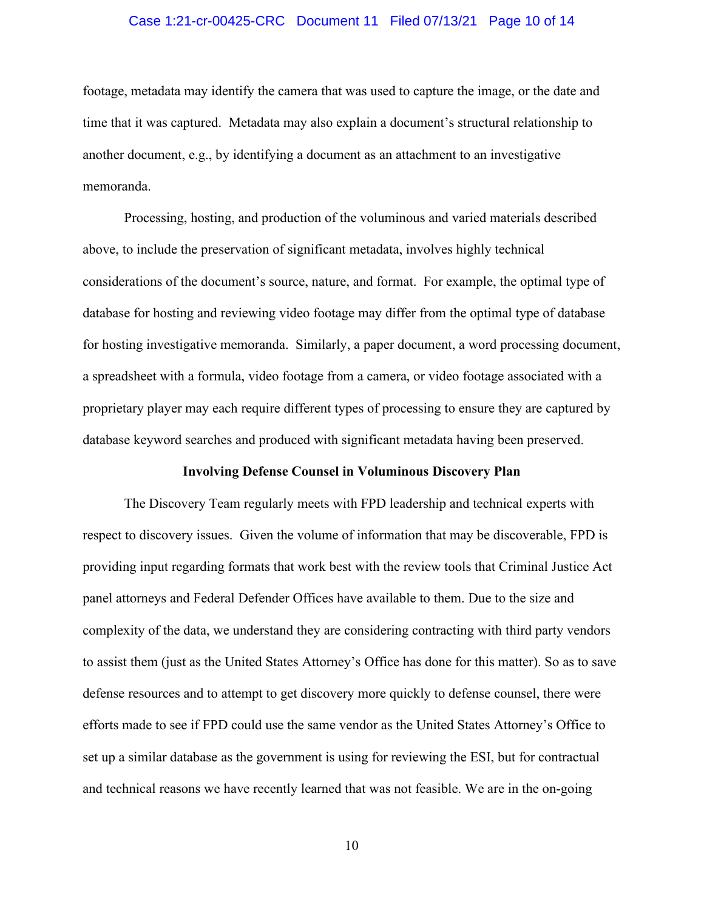footage, metadata may identify the camera that was used to capture the image, or the date and time that it was captured. Metadata may also explain a document's structural relationship to another document, e.g., by identifying a document as an attachment to an investigative memoranda.

Processing, hosting, and production of the voluminous and varied materials described above, to include the preservation of significant metadata, involves highly technical considerations of the document's source, nature, and format. For example, the optimal type of database for hosting and reviewing video footage may differ from the optimal type of database for hosting investigative memoranda. Similarly, a paper document, a word processing document, a spreadsheet with a formula, video footage from a camera, or video footage associated with a proprietary player may each require different types of processing to ensure they are captured by database keyword searches and produced with significant metadata having been preserved.

**Involving Defense Counsel in Voluminous Discovery Plan**

The Discovery Team regularly meets with FPD leadership and technical experts with respect to discovery issues. Given the volume of information that may be discoverable, FPD is providing input regarding formats that work best with the review tools that Criminal Justice Act panel attorneys and Federal Defender Offices have available to them. Due to the size and complexity of the data, we understand they are considering contracting with third party vendors to assist them (just as the United States Attorney's Office has done for this matter). So as to save defense resources and to attempt to get discovery more quickly to defense counsel, there were efforts made to see if FPD could use the same vendor as the United States Attorney's Office to set up a similar database as the government is using for reviewing the ESI, but for contractual and technical reasons we have recently learned that was not feasible. We are in the on-going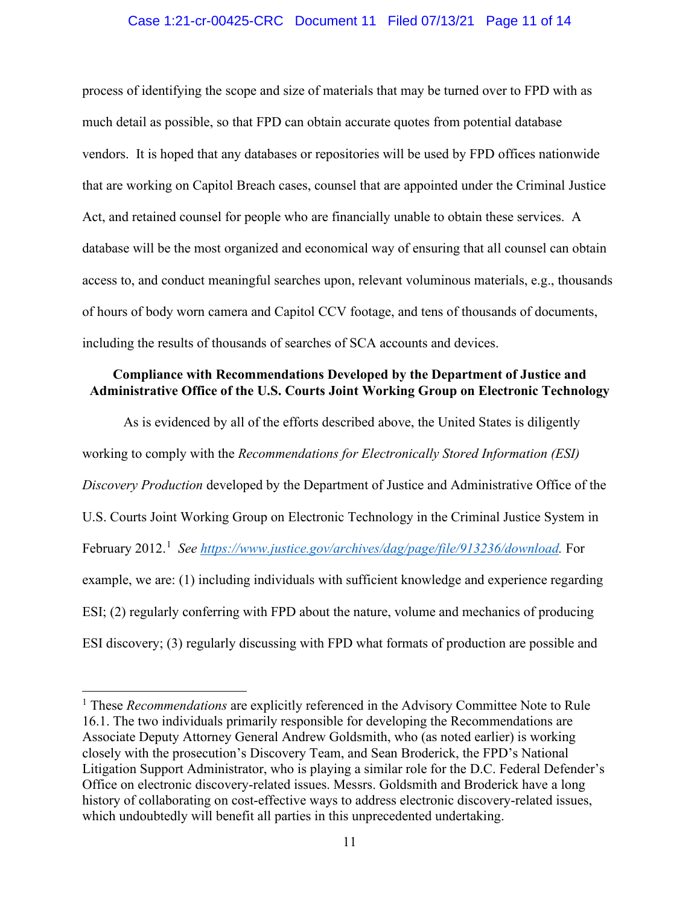process of identifying the scope and size of materials that may be turned over to FPD with as much detail as possible, so that FPD can obtain accurate quotes from potential database vendors. It is hoped that any databases or repositories will be used by FPD offices nationwide that are working on Capitol Breach cases, counsel that are appointed under the Criminal Justice Act, and retained counsel for people who are financially unable to obtain these services. A database will be the most organized and economical way of ensuring that all counsel can obtain access to, and conduct meaningful searches upon, relevant voluminous materials, e.g., thousands of hours of body worn camera and Capitol CCV footage, and tens of thousands of documents, including the results of thousands of searches of SCA accounts and devices.

**Compliance with Recommendations Developed by the Department of Justice and Administrative Office of the U.S. Courts Joint Working Group on Electronic Technology**

As is evidenced by all of the efforts described above, the United States is diligently working to comply with the *Recommendations for Electronically Stored Information (ESI) Discovery Production* developed by the Department of Justice and Administrative Office of the U.S. Courts Joint Working Group on Electronic Technology in the Criminal Justice System in February 2012.[1] *See https://www.justice.gov/archives/dag/page/file/913236/download.* For example, we are: (1) including individuals with sufficient knowledge and experience regarding ESI; (2) regularly conferring with FPD about the nature, volume and mechanics of producing ESI discovery; (3) regularly discussing with FPD what formats of production are possible and

---

[1] These *Recommendations* are explicitly referenced in the Advisory Committee Note to Rule 16.1. The two individuals primarily responsible for developing the Recommendations are Associate Deputy Attorney General Andrew Goldsmith, who (as noted earlier) is working closely with the prosecution's Discovery Team, and Sean Broderick, the FPD's National Litigation Support Administrator, who is playing a similar role for the D.C. Federal Defender's Office on electronic discovery-related issues. Messrs. Goldsmith and Broderick have a long history of collaborating on cost-effective ways to address electronic discovery-related issues, which undoubtedly will benefit all parties in this unprecedented undertaking.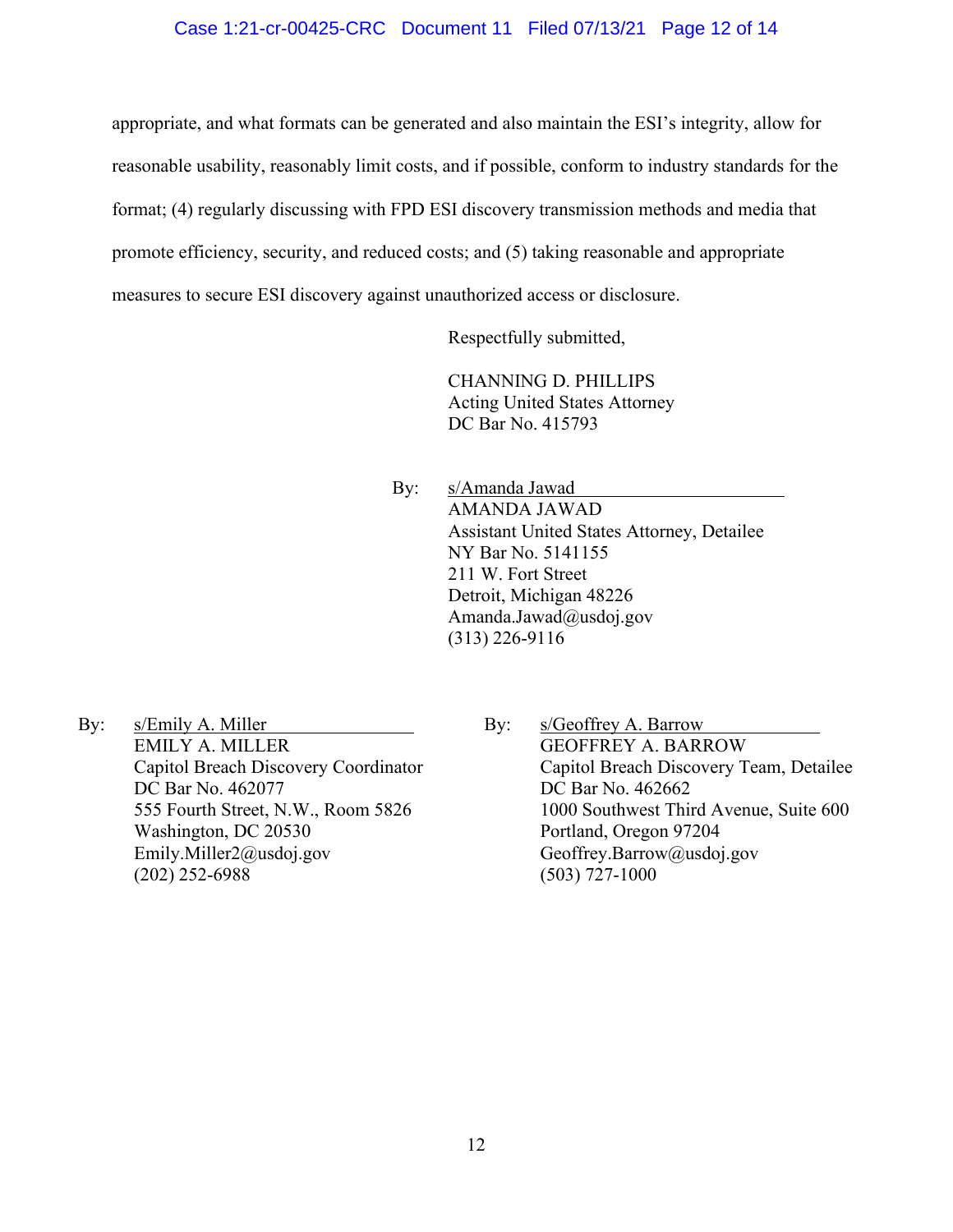appropriate, and what formats can be generated and also maintain the ESI's integrity, allow for reasonable usability, reasonably limit costs, and if possible, conform to industry standards for the format; (4) regularly discussing with FPD ESI discovery transmission methods and media that promote efficiency, security, and reduced costs; and (5) taking reasonable and appropriate measures to secure ESI discovery against unauthorized access or disclosure.

Respectfully submitted,

CHANNING D. PHILLIPS
Acting United States Attorney
DC Bar No. 415793

By: s/Amanda Jawad
AMANDA JAWAD
Assistant United States Attorney, Detailee
NY Bar No. 5141155
211 W. Fort Street
Detroit, Michigan 48226
Amanda.Jawad@usdoj.gov
(313) 226-9116

By: s/Emily A. Miller
EMILY A. MILLER
Capitol Breach Discovery Coordinator
DC Bar No. 462077
555 Fourth Street, N.W., Room 5826
Washington, DC 20530
Emily.Miller2@usdoj.gov
(202) 252-6988

By: s/Geoffrey A. Barrow
GEOFFREY A. BARROW
Capitol Breach Discovery Team, Detailee
DC Bar No. 462662
1000 Southwest Third Avenue, Suite 600
Portland, Oregon 97204
Geoffrey.Barrow@usdoj.gov
(503) 727-1000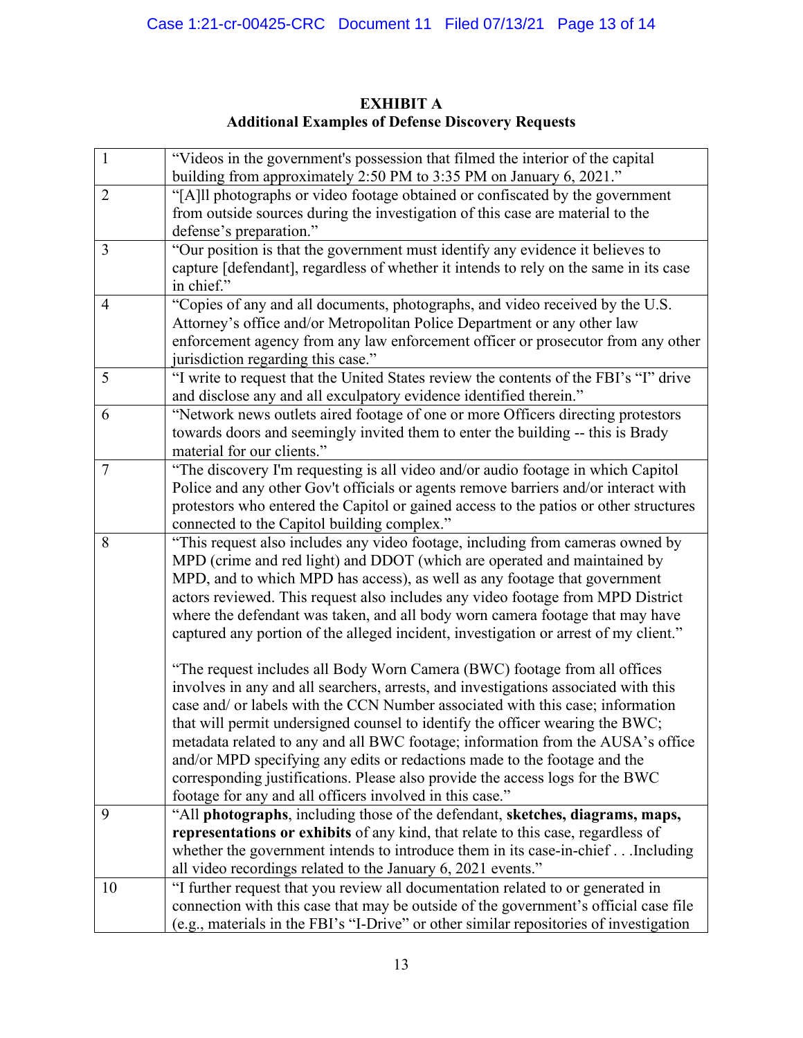**EXHIBIT A**
**Additional Examples of Defense Discovery Requests**

| | |
|---|---|
| 1 | "Videos in the government's possession that filmed the interior of the capital building from approximately 2:50 PM to 3:35 PM on January 6, 2021." |
| 2 | "[A]ll photographs or video footage obtained or confiscated by the government from outside sources during the investigation of this case are material to the defense's preparation." |
| 3 | "Our position is that the government must identify any evidence it believes to capture [defendant], regardless of whether it intends to rely on the same in its case in chief." |
| 4 | "Copies of any and all documents, photographs, and video received by the U.S. Attorney's office and/or Metropolitan Police Department or any other law enforcement agency from any law enforcement officer or prosecutor from any other jurisdiction regarding this case." |
| 5 | "I write to request that the United States review the contents of the FBI's "I" drive and disclose any and all exculpatory evidence identified therein." |
| 6 | "Network news outlets aired footage of one or more Officers directing protestors towards doors and seemingly invited them to enter the building -- this is Brady material for our clients." |
| 7 | "The discovery I'm requesting is all video and/or audio footage in which Capitol Police and any other Gov't officials or agents remove barriers and/or interact with protestors who entered the Capitol or gained access to the patios or other structures connected to the Capitol building complex." |
| 8 | "This request also includes any video footage, including from cameras owned by MPD (crime and red light) and DDOT (which are operated and maintained by MPD, and to which MPD has access), as well as any footage that government actors reviewed. This request also includes any video footage from MPD District where the defendant was taken, and all body worn camera footage that may have captured any portion of the alleged incident, investigation or arrest of my client."<br><br>"The request includes all Body Worn Camera (BWC) footage from all offices involves in any and all searchers, arrests, and investigations associated with this case and/ or labels with the CCN Number associated with this case; information that will permit undersigned counsel to identify the officer wearing the BWC; metadata related to any and all BWC footage; information from the AUSA's office and/or MPD specifying any edits or redactions made to the footage and the corresponding justifications. Please also provide the access logs for the BWC footage for any and all officers involved in this case." |
| 9 | "All **photographs**, including those of the defendant, **sketches, diagrams, maps, representations or exhibits** of any kind, that relate to this case, regardless of whether the government intends to introduce them in its case-in-chief . . .Including all video recordings related to the January 6, 2021 events." |
| 10 | "I further request that you review all documentation related to or generated in connection with this case that may be outside of the government's official case file (e.g., materials in the FBI's "I-Drive" or other similar repositories of investigation |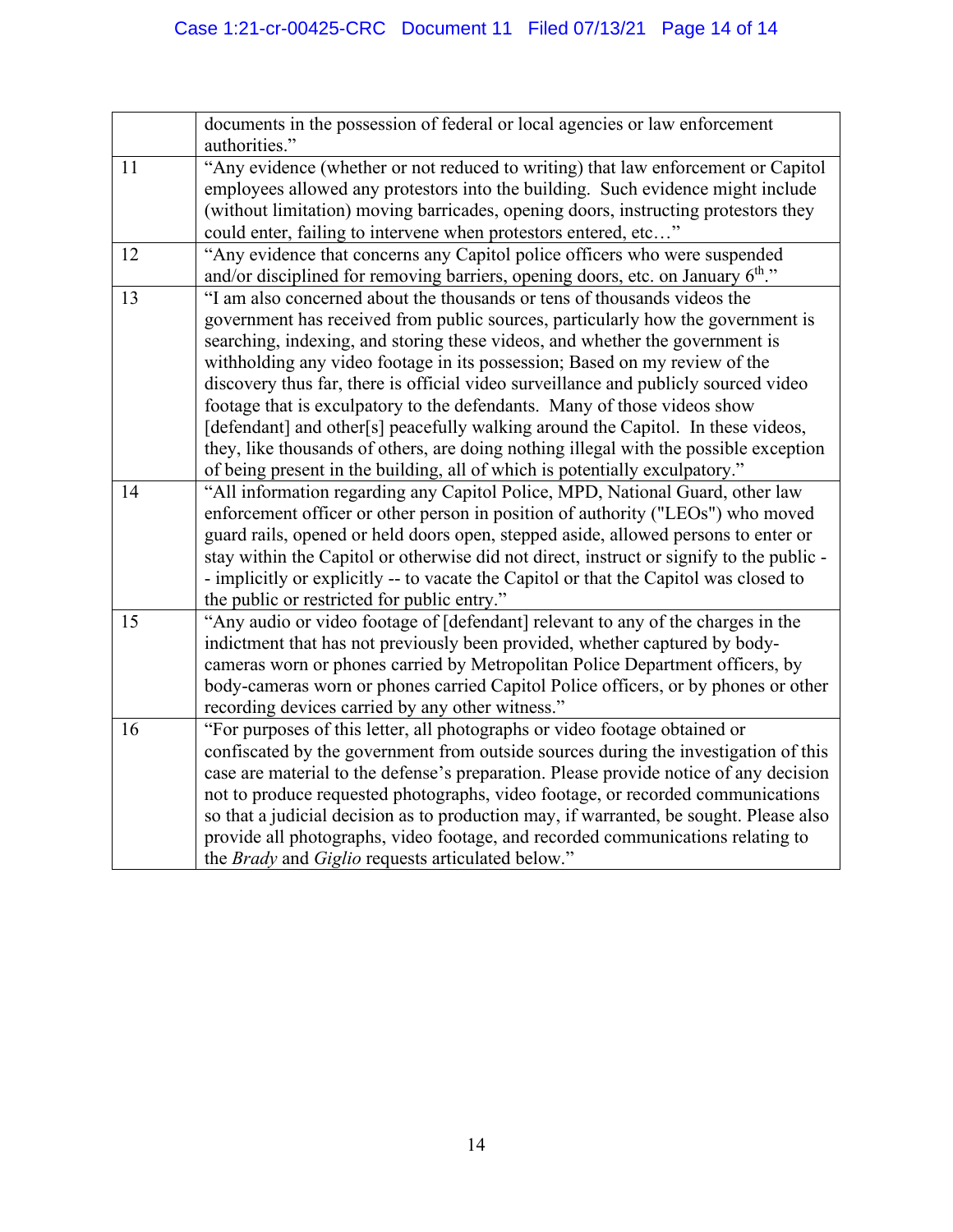| | |
|---|---|
| | documents in the possession of federal or local agencies or law enforcement authorities." |
| 11 | "Any evidence (whether or not reduced to writing) that law enforcement or Capitol employees allowed any protestors into the building. Such evidence might include (without limitation) moving barricades, opening doors, instructing protestors they could enter, failing to intervene when protestors entered, etc…" |
| 12 | "Any evidence that concerns any Capitol police officers who were suspended and/or disciplined for removing barriers, opening doors, etc. on January 6th." |
| 13 | "I am also concerned about the thousands or tens of thousands videos the government has received from public sources, particularly how the government is searching, indexing, and storing these videos, and whether the government is withholding any video footage in its possession; Based on my review of the discovery thus far, there is official video surveillance and publicly sourced video footage that is exculpatory to the defendants. Many of those videos show [defendant] and other[s] peacefully walking around the Capitol. In these videos, they, like thousands of others, are doing nothing illegal with the possible exception of being present in the building, all of which is potentially exculpatory." |
| 14 | "All information regarding any Capitol Police, MPD, National Guard, other law enforcement officer or other person in position of authority ("LEOs") who moved guard rails, opened or held doors open, stepped aside, allowed persons to enter or stay within the Capitol or otherwise did not direct, instruct or signify to the public -- implicitly or explicitly -- to vacate the Capitol or that the Capitol was closed to the public or restricted for public entry." |
| 15 | "Any audio or video footage of [defendant] relevant to any of the charges in the indictment that has not previously been provided, whether captured by body-cameras worn or phones carried by Metropolitan Police Department officers, by body-cameras worn or phones carried Capitol Police officers, or by phones or other recording devices carried by any other witness." |
| 16 | "For purposes of this letter, all photographs or video footage obtained or confiscated by the government from outside sources during the investigation of this case are material to the defense's preparation. Please provide notice of any decision not to produce requested photographs, video footage, or recorded communications so that a judicial decision as to production may, if warranted, be sought. Please also provide all photographs, video footage, and recorded communications relating to the *Brady* and *Giglio* requests articulated below." |